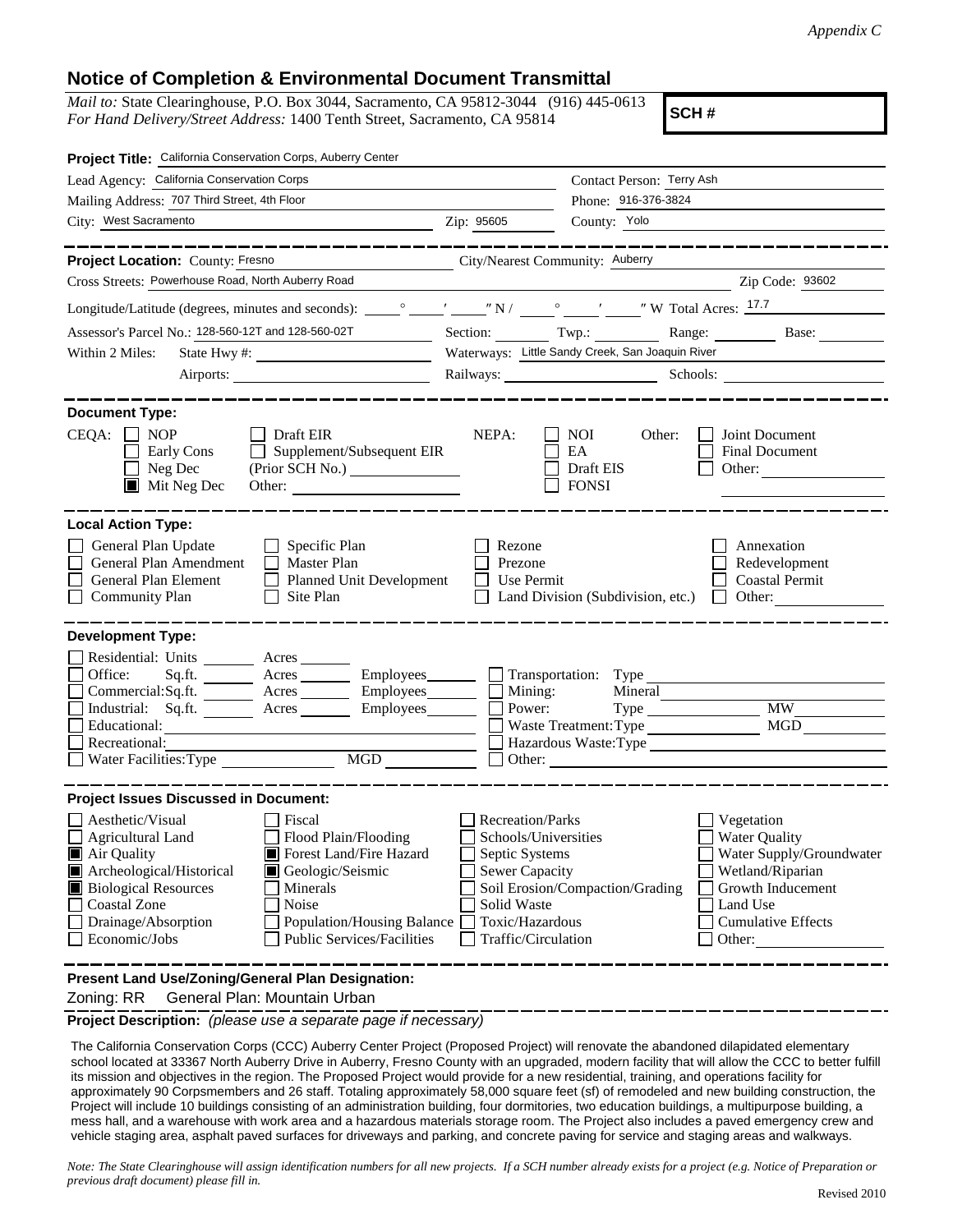*Appendix C*

# Notice of Completion & Environmental Document Transmittal

*Mail to:* State Clearinghouse, P.O. Box 3044, Sacramento, CA 95812-3044 (916) 445-0613
*For Hand Delivery/Street Address:* 1400 Tenth Street, Sacramento, CA 95814

**SCH #**

**Project Title:** California Conservation Corps, Auberry Center

Lead Agency: California Conservation Corps
Contact Person: Terry Ash
Mailing Address: 707 Third Street, 4th Floor
Phone: 916-376-3824
City: West Sacramento
Zip: 95605
County: Yolo

---

**Project Location:** County: Fresno
City/Nearest Community: Auberry
Cross Streets: Powerhouse Road, North Auberry Road
Zip Code: 93602
Longitude/Latitude (degrees, minutes and seconds): ___° ___′ ___″ N / ___° ___′ ___″ W Total Acres: 17.7
Assessor's Parcel No.: 128-560-12T and 128-560-02T
Section: ___ Twp.: ___ Range: ___ Base: ___
Within 2 Miles: State Hwy #: ___
Waterways: Little Sandy Creek, San Joaquin River
Airports: ___
Railways: ___
Schools: ___

---

**Document Type:**

CEQA:
- [ ] NOP
- [ ] Early Cons
- [ ] Neg Dec
- [x] Mit Neg Dec
- [ ] Draft EIR
- [ ] Supplement/Subsequent EIR (Prior SCH No.) ___
- Other: ___

NEPA:
- [ ] NOI
- [ ] EA
- [ ] Draft EIS
- [ ] FONSI

Other:
- [ ] Joint Document
- [ ] Final Document
- [ ] Other: ___

---

**Local Action Type:**

- [ ] General Plan Update
- [ ] General Plan Amendment
- [ ] General Plan Element
- [ ] Community Plan
- [ ] Specific Plan
- [ ] Master Plan
- [ ] Planned Unit Development
- [ ] Site Plan
- [ ] Rezone
- [ ] Prezone
- [ ] Use Permit
- [ ] Land Division (Subdivision, etc.)
- [ ] Annexation
- [ ] Redevelopment
- [ ] Coastal Permit
- [ ] Other: ___

---

**Development Type:**

- [ ] Residential: Units ___ Acres ___
- [ ] Office: Sq.ft. ___ Acres ___ Employees ___
- [ ] Commercial: Sq.ft. ___ Acres ___ Employees ___
- [ ] Industrial: Sq.ft. ___ Acres ___ Employees ___
- [ ] Educational: ___
- [ ] Recreational: ___
- [ ] Water Facilities: Type ___ MGD ___
- [ ] Transportation: Type ___
- [ ] Mining: Mineral ___
- [ ] Power: Type ___ MW ___
- [ ] Waste Treatment: Type ___ MGD ___
- [ ] Hazardous Waste: Type ___
- [ ] Other: ___

---

**Project Issues Discussed in Document:**

- [ ] Aesthetic/Visual
- [ ] Agricultural Land
- [x] Air Quality
- [x] Archeological/Historical
- [x] Biological Resources
- [ ] Coastal Zone
- [ ] Drainage/Absorption
- [ ] Economic/Jobs
- [ ] Fiscal
- [ ] Flood Plain/Flooding
- [x] Forest Land/Fire Hazard
- [x] Geologic/Seismic
- [ ] Minerals
- [ ] Noise
- [ ] Population/Housing Balance
- [ ] Public Services/Facilities
- [ ] Recreation/Parks
- [ ] Schools/Universities
- [ ] Septic Systems
- [ ] Sewer Capacity
- [ ] Soil Erosion/Compaction/Grading
- [ ] Solid Waste
- [ ] Toxic/Hazardous
- [ ] Traffic/Circulation
- [ ] Vegetation
- [ ] Water Quality
- [ ] Water Supply/Groundwater
- [ ] Wetland/Riparian
- [ ] Growth Inducement
- [ ] Land Use
- [ ] Cumulative Effects
- [ ] Other: ___

---

**Present Land Use/Zoning/General Plan Designation:**

Zoning: RR General Plan: Mountain Urban

---

**Project Description:** *(please use a separate page if necessary)*

The California Conservation Corps (CCC) Auberry Center Project (Proposed Project) will renovate the abandoned dilapidated elementary school located at 33367 North Auberry Drive in Auberry, Fresno County with an upgraded, modern facility that will allow the CCC to better fulfill its mission and objectives in the region. The Proposed Project would provide for a new residential, training, and operations facility for approximately 90 Corpsmembers and 26 staff. Totaling approximately 58,000 square feet (sf) of remodeled and new building construction, the Project will include 10 buildings consisting of an administration building, four dormitories, two education buildings, a multipurpose building, a mess hall, and a warehouse with work area and a hazardous materials storage room. The Project also includes a paved emergency crew and vehicle staging area, asphalt paved surfaces for driveways and parking, and concrete paving for service and staging areas and walkways.

*Note: The State Clearinghouse will assign identification numbers for all new projects. If a SCH number already exists for a project (e.g. Notice of Preparation or previous draft document) please fill in.*

Revised 2010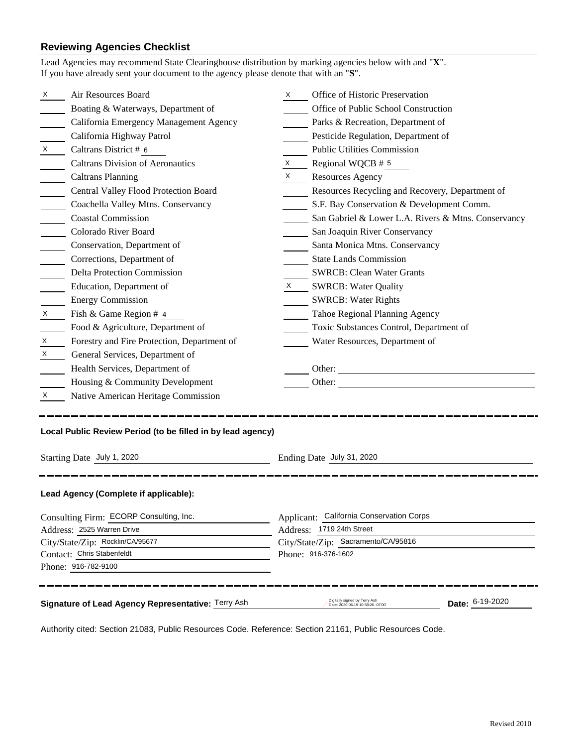## Reviewing Agencies Checklist

Lead Agencies may recommend State Clearinghouse distribution by marking agencies below with and "**X**".
If you have already sent your document to the agency please denote that with an "**S**".

| | | | |
|---|---|---|---|
| X | Air Resources Board | X | Office of Historic Preservation |
| | Boating & Waterways, Department of | | Office of Public School Construction |
| | California Emergency Management Agency | | Parks & Recreation, Department of |
| | California Highway Patrol | | Pesticide Regulation, Department of |
| X | Caltrans District # 6 | | Public Utilities Commission |
| | Caltrans Division of Aeronautics | X | Regional WQCB # 5 |
| | Caltrans Planning | X | Resources Agency |
| | Central Valley Flood Protection Board | | Resources Recycling and Recovery, Department of |
| | Coachella Valley Mtns. Conservancy | | S.F. Bay Conservation & Development Comm. |
| | Coastal Commission | | San Gabriel & Lower L.A. Rivers & Mtns. Conservancy |
| | Colorado River Board | | San Joaquin River Conservancy |
| | Conservation, Department of | | Santa Monica Mtns. Conservancy |
| | Corrections, Department of | | State Lands Commission |
| | Delta Protection Commission | | SWRCB: Clean Water Grants |
| | Education, Department of | X | SWRCB: Water Quality |
| | Energy Commission | | SWRCB: Water Rights |
| X | Fish & Game Region # 4 | | Tahoe Regional Planning Agency |
| | Food & Agriculture, Department of | | Toxic Substances Control, Department of |
| X | Forestry and Fire Protection, Department of | | Water Resources, Department of |
| X | General Services, Department of | | |
| | Health Services, Department of | | Other: |
| | Housing & Community Development | | Other: |
| X | Native American Heritage Commission | | |

### Local Public Review Period (to be filled in by lead agency)

Starting Date July 1, 2020

Ending Date July 31, 2020

### Lead Agency (Complete if applicable):

Consulting Firm: ECORP Consulting, Inc.
Address: 2525 Warren Drive
City/State/Zip: Rocklin/CA/95677
Contact: Chris Stabenfeldt
Phone: 916-782-9100

Applicant: California Conservation Corps
Address: 1719 24th Street
City/State/Zip: Sacramento/CA/95816
Phone: 916-376-1602

**Signature of Lead Agency Representative:** Terry Ash

Digitally signed by Terry Ash
Date: 2020.06.19 10:58:26 -07'00'

**Date:** 6-19-2020

Authority cited: Section 21083, Public Resources Code. Reference: Section 21161, Public Resources Code.

Revised 2010